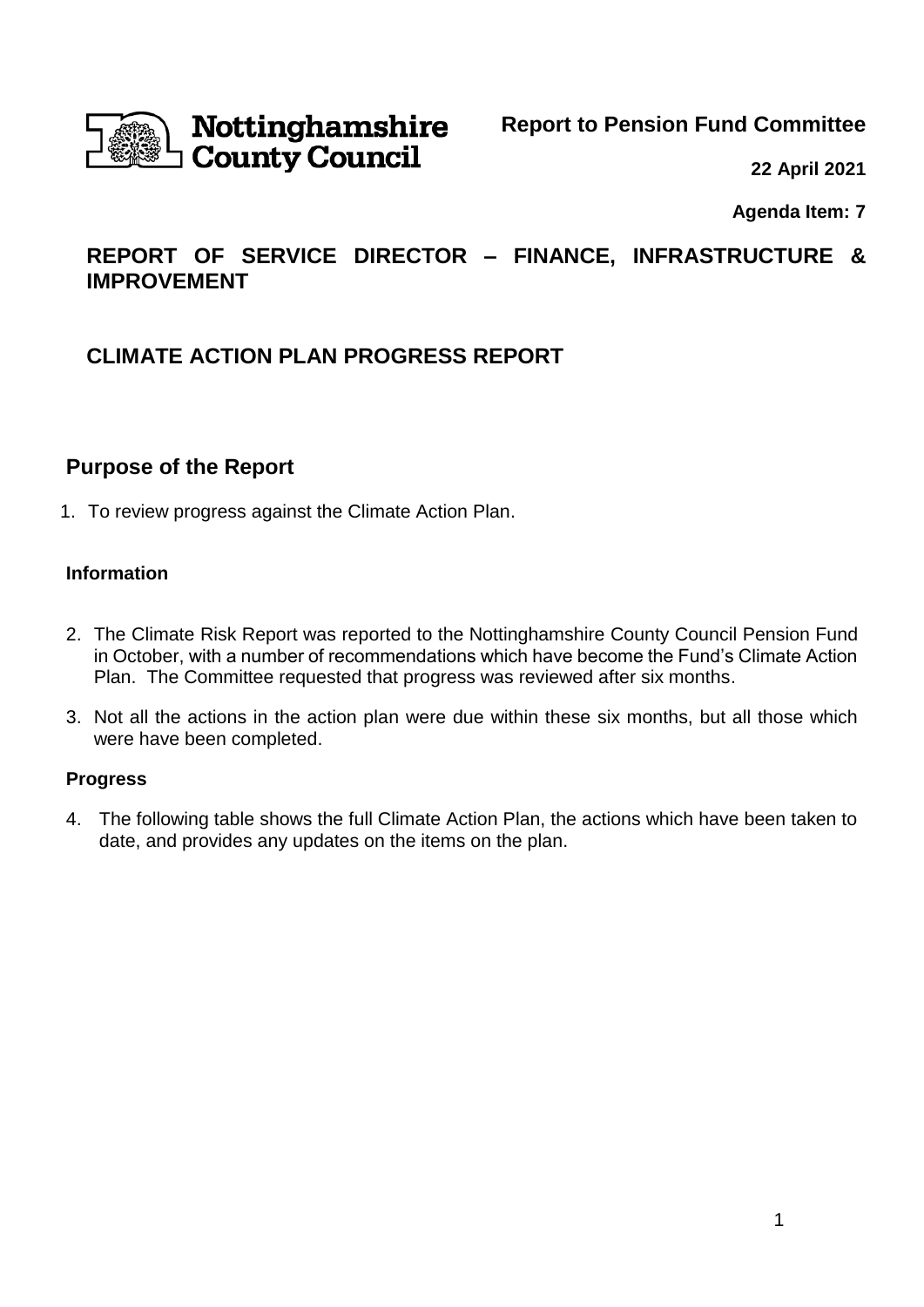Nottinghamshire County Council

**Report to Pension Fund Committee**

**22 April 2021**

**Agenda Item: 7**

## REPORT OF SERVICE DIRECTOR – FINANCE, INFRASTRUCTURE & IMPROVEMENT

## CLIMATE ACTION PLAN PROGRESS REPORT

## Purpose of the Report

1. To review progress against the Climate Action Plan.

### Information

2. The Climate Risk Report was reported to the Nottinghamshire County Council Pension Fund in October, with a number of recommendations which have become the Fund's Climate Action Plan. The Committee requested that progress was reviewed after six months.

3. Not all the actions in the action plan were due within these six months, but all those which were have been completed.

### Progress

4. The following table shows the full Climate Action Plan, the actions which have been taken to date, and provides any updates on the items on the plan.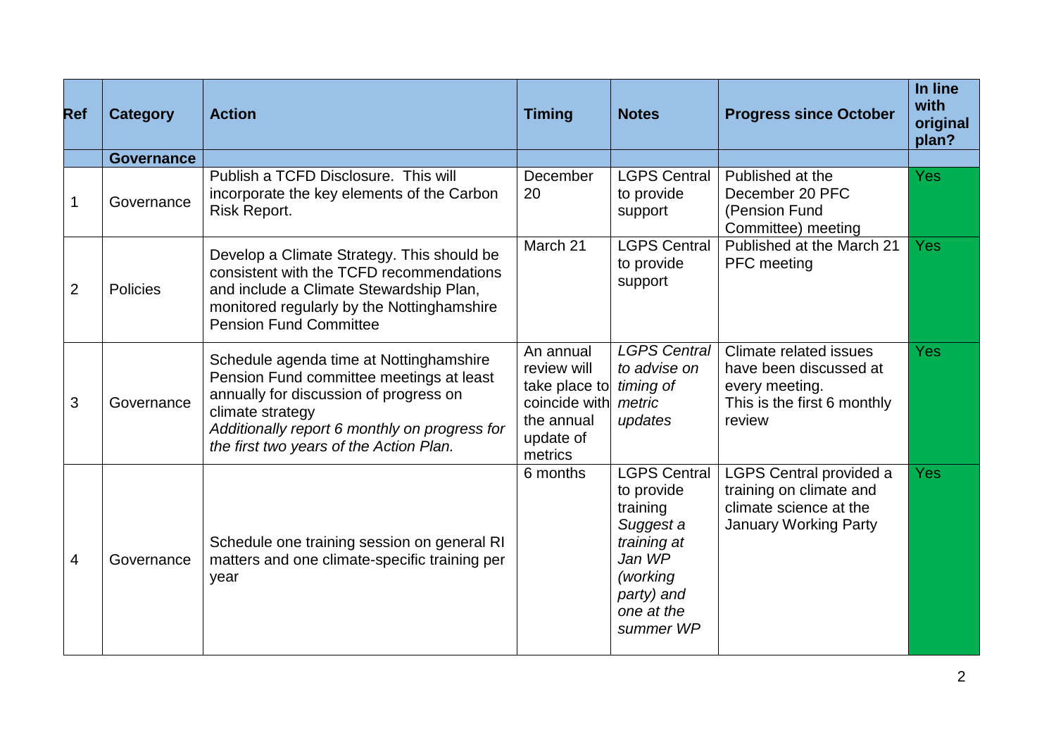| Ref | Category | Action | Timing | Notes | Progress since October | In line with original plan? |
|---|---|---|---|---|---|---|
| | **Governance** | | | | | |
| 1 | Governance | Publish a TCFD Disclosure. This will incorporate the key elements of the Carbon Risk Report. | December 20 | LGPS Central to provide support | Published at the December 20 PFC (Pension Fund Committee) meeting | Yes |
| 2 | Policies | Develop a Climate Strategy. This should be consistent with the TCFD recommendations and include a Climate Stewardship Plan, monitored regularly by the Nottinghamshire Pension Fund Committee | March 21 | LGPS Central to provide support | Published at the March 21 PFC meeting | Yes |
| 3 | Governance | Schedule agenda time at Nottinghamshire Pension Fund committee meetings at least annually for discussion of progress on climate strategy *Additionally report 6 monthly on progress for the first two years of the Action Plan.* | An annual review will take place to coincide with the annual update of metrics | *LGPS Central to advise on timing of metric updates* | Climate related issues have been discussed at every meeting. This is the first 6 monthly review | Yes |
| 4 | Governance | Schedule one training session on general RI matters and one climate-specific training per year | 6 months | LGPS Central to provide training *Suggest a training at Jan WP (working party) and one at the summer WP* | LGPS Central provided a training on climate and climate science at the January Working Party | Yes |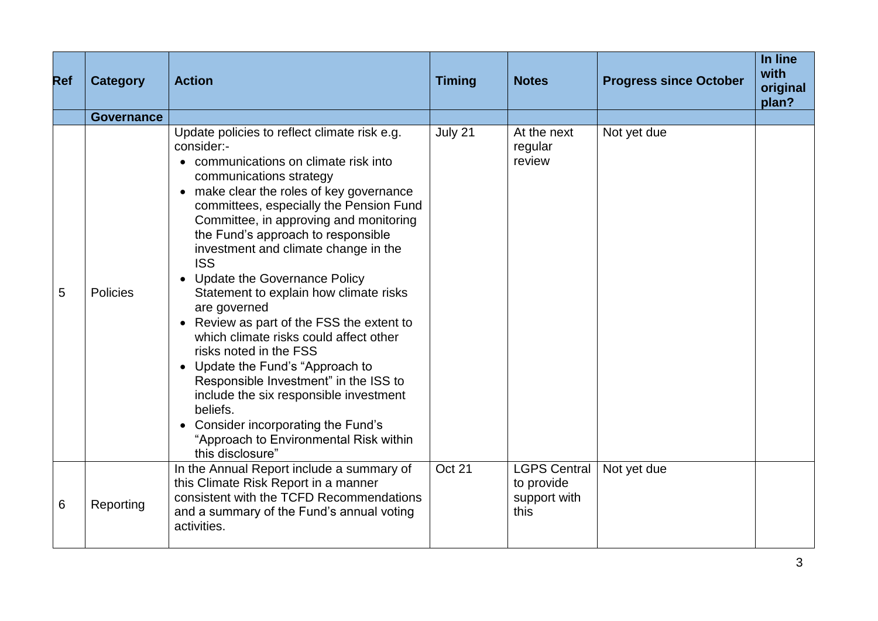| Ref | Category | Action | Timing | Notes | Progress since October | In line with original plan? |
|---|---|---|---|---|---|---|
| | **Governance** | | | | | |
| 5 | Policies | Update policies to reflect climate risk e.g. consider:-<br>• communications on climate risk into communications strategy<br>• make clear the roles of key governance committees, especially the Pension Fund Committee, in approving and monitoring the Fund's approach to responsible investment and climate change in the ISS<br>• Update the Governance Policy Statement to explain how climate risks are governed<br>• Review as part of the FSS the extent to which climate risks could affect other risks noted in the FSS<br>• Update the Fund's "Approach to Responsible Investment" in the ISS to include the six responsible investment beliefs.<br>• Consider incorporating the Fund's "Approach to Environmental Risk within this disclosure" | July 21 | At the next regular review | Not yet due | |
| 6 | Reporting | In the Annual Report include a summary of this Climate Risk Report in a manner consistent with the TCFD Recommendations and a summary of the Fund's annual voting activities. | Oct 21 | LGPS Central to provide support with this | Not yet due | |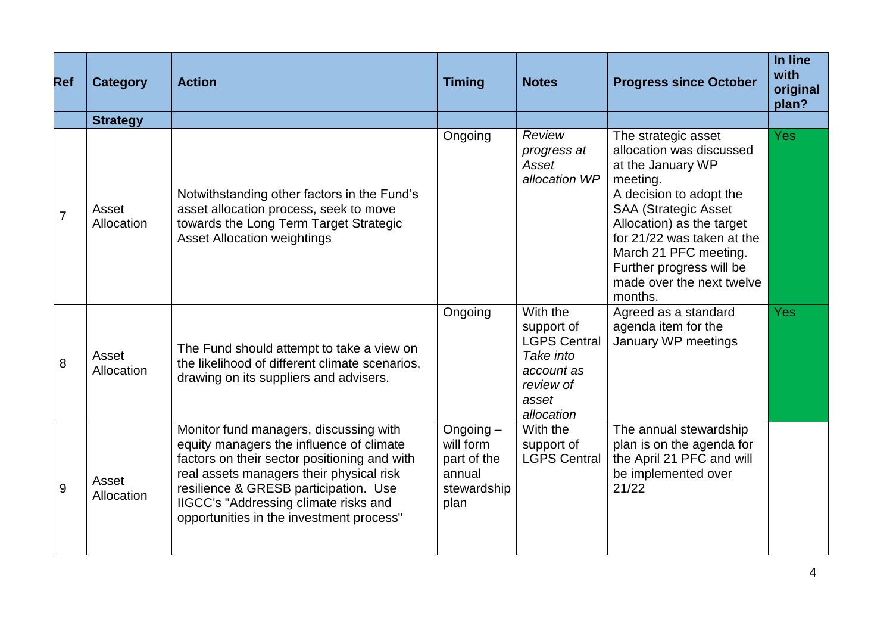| Ref | Category | Action | Timing | Notes | Progress since October | In line with original plan? |
|---|---|---|---|---|---|---|
| | **Strategy** | | | | | |
| 7 | Asset Allocation | Notwithstanding other factors in the Fund's asset allocation process, seek to move towards the Long Term Target Strategic Asset Allocation weightings | Ongoing | *Review progress at Asset allocation WP* | The strategic asset allocation was discussed at the January WP meeting. A decision to adopt the SAA (Strategic Asset Allocation) as the target for 21/22 was taken at the March 21 PFC meeting. Further progress will be made over the next twelve months. | Yes |
| 8 | Asset Allocation | The Fund should attempt to take a view on the likelihood of different climate scenarios, drawing on its suppliers and advisers. | Ongoing | With the support of LGPS Central *Take into account as review of asset allocation* | Agreed as a standard agenda item for the January WP meetings | Yes |
| 9 | Asset Allocation | Monitor fund managers, discussing with equity managers the influence of climate factors on their sector positioning and with real assets managers their physical risk resilience & GRESB participation. Use IIGCC's "Addressing climate risks and opportunities in the investment process" | Ongoing – will form part of the annual stewardship plan | With the support of LGPS Central | The annual stewardship plan is on the agenda for the April 21 PFC and will be implemented over 21/22 | |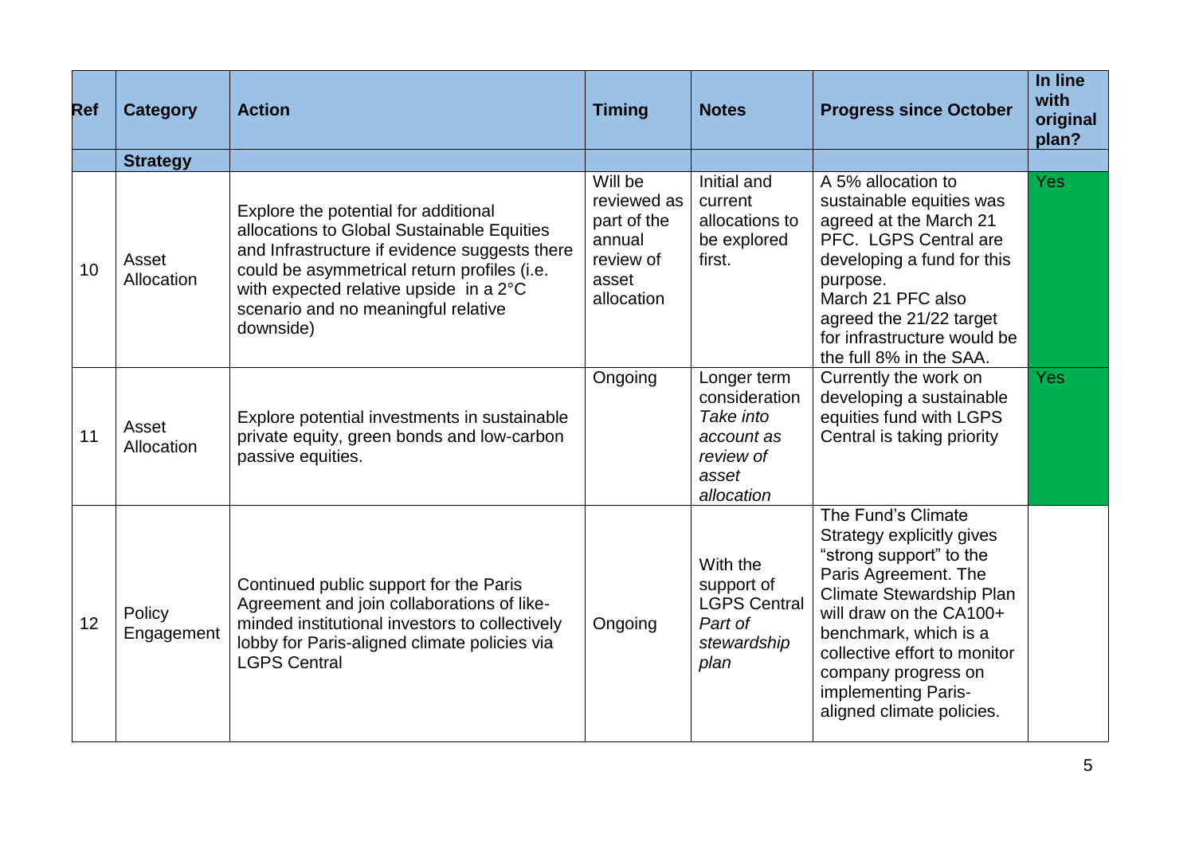| Ref | Category | Action | Timing | Notes | Progress since October | In line with original plan? |
|---|---|---|---|---|---|---|
| | **Strategy** | | | | | |
| 10 | Asset Allocation | Explore the potential for additional allocations to Global Sustainable Equities and Infrastructure if evidence suggests there could be asymmetrical return profiles (i.e. with expected relative upside in a 2°C scenario and no meaningful relative downside) | Will be reviewed as part of the annual review of asset allocation | Initial and current allocations to be explored first. | A 5% allocation to sustainable equities was agreed at the March 21 PFC. LGPS Central are developing a fund for this purpose. March 21 PFC also agreed the 21/22 target for infrastructure would be the full 8% in the SAA. | Yes |
| 11 | Asset Allocation | Explore potential investments in sustainable private equity, green bonds and low-carbon passive equities. | Ongoing | Longer term consideration *Take into account as review of asset allocation* | Currently the work on developing a sustainable equities fund with LGPS Central is taking priority | Yes |
| 12 | Policy Engagement | Continued public support for the Paris Agreement and join collaborations of like-minded institutional investors to collectively lobby for Paris-aligned climate policies via LGPS Central | Ongoing | With the support of LGPS Central *Part of stewardship plan* | The Fund's Climate Strategy explicitly gives "strong support" to the Paris Agreement. The Climate Stewardship Plan will draw on the CA100+ benchmark, which is a collective effort to monitor company progress on implementing Paris-aligned climate policies. | |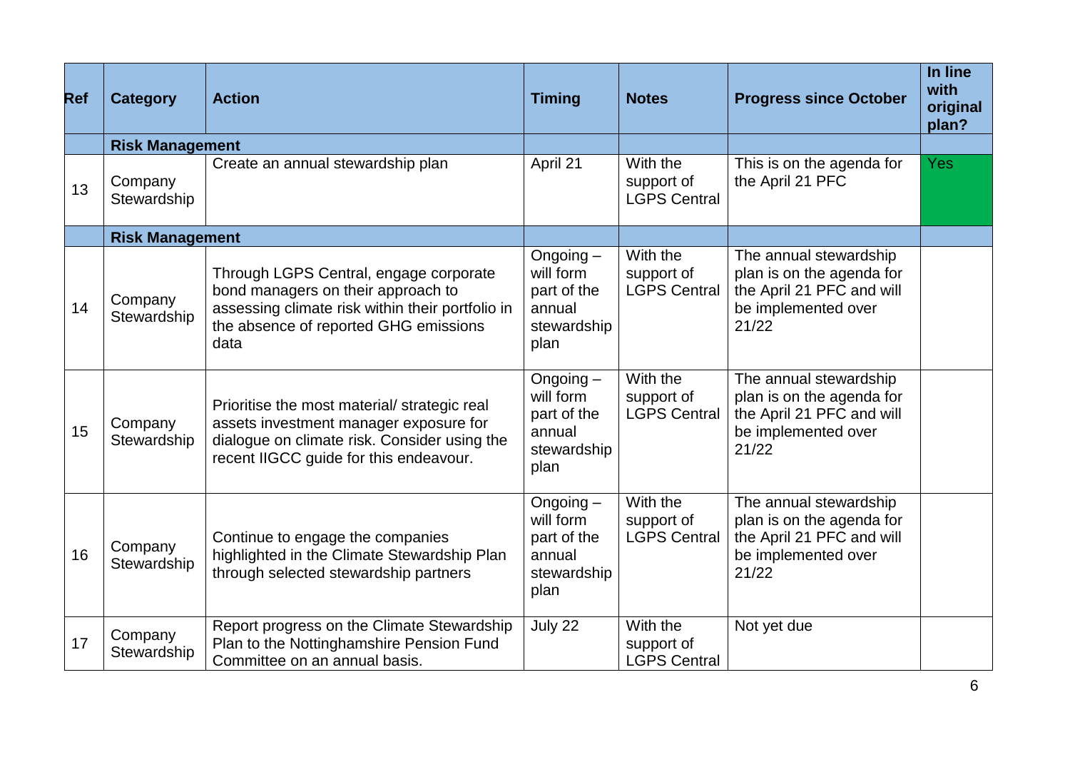| Ref | Category | Action | Timing | Notes | Progress since October | In line with original plan? |
|---|---|---|---|---|---|---|
| | **Risk Management** | | | | | |
| 13 | Company Stewardship | Create an annual stewardship plan | April 21 | With the support of LGPS Central | This is on the agenda for the April 21 PFC | Yes |
| | **Risk Management** | | | | | |
| 14 | Company Stewardship | Through LGPS Central, engage corporate bond managers on their approach to assessing climate risk within their portfolio in the absence of reported GHG emissions data | Ongoing – will form part of the annual stewardship plan | With the support of LGPS Central | The annual stewardship plan is on the agenda for the April 21 PFC and will be implemented over 21/22 | |
| 15 | Company Stewardship | Prioritise the most material/ strategic real assets investment manager exposure for dialogue on climate risk. Consider using the recent IIGCC guide for this endeavour. | Ongoing – will form part of the annual stewardship plan | With the support of LGPS Central | The annual stewardship plan is on the agenda for the April 21 PFC and will be implemented over 21/22 | |
| 16 | Company Stewardship | Continue to engage the companies highlighted in the Climate Stewardship Plan through selected stewardship partners | Ongoing – will form part of the annual stewardship plan | With the support of LGPS Central | The annual stewardship plan is on the agenda for the April 21 PFC and will be implemented over 21/22 | |
| 17 | Company Stewardship | Report progress on the Climate Stewardship Plan to the Nottinghamshire Pension Fund Committee on an annual basis. | July 22 | With the support of LGPS Central | Not yet due | |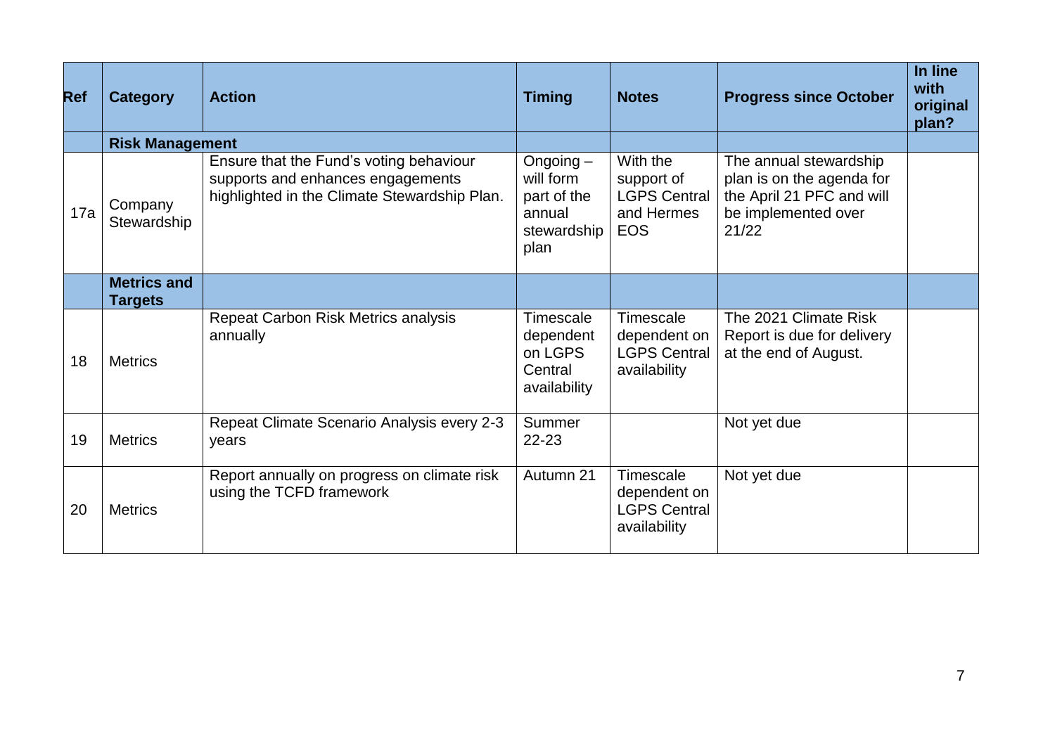| Ref | Category | Action | Timing | Notes | Progress since October | In line with original plan? |
|---|---|---|---|---|---|---|
| | **Risk Management** | | | | | |
| 17a | Company Stewardship | Ensure that the Fund's voting behaviour supports and enhances engagements highlighted in the Climate Stewardship Plan. | Ongoing – will form part of the annual stewardship plan | With the support of LGPS Central and Hermes EOS | The annual stewardship plan is on the agenda for the April 21 PFC and will be implemented over 21/22 | |
| | **Metrics and Targets** | | | | | |
| 18 | Metrics | Repeat Carbon Risk Metrics analysis annually | Timescale dependent on LGPS Central availability | Timescale dependent on LGPS Central availability | The 2021 Climate Risk Report is due for delivery at the end of August. | |
| 19 | Metrics | Repeat Climate Scenario Analysis every 2-3 years | Summer 22-23 | | Not yet due | |
| 20 | Metrics | Report annually on progress on climate risk using the TCFD framework | Autumn 21 | Timescale dependent on LGPS Central availability | Not yet due | |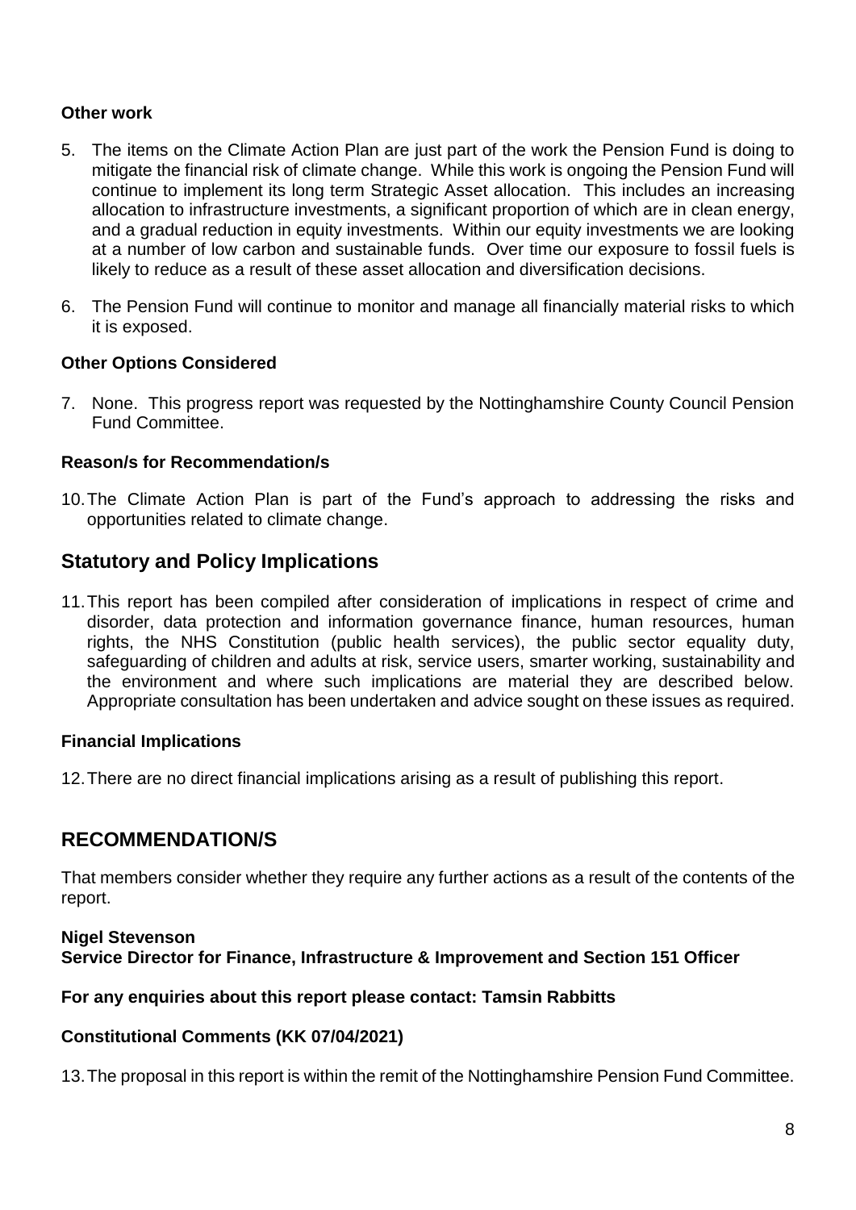### Other work

5. The items on the Climate Action Plan are just part of the work the Pension Fund is doing to mitigate the financial risk of climate change. While this work is ongoing the Pension Fund will continue to implement its long term Strategic Asset allocation. This includes an increasing allocation to infrastructure investments, a significant proportion of which are in clean energy, and a gradual reduction in equity investments. Within our equity investments we are looking at a number of low carbon and sustainable funds. Over time our exposure to fossil fuels is likely to reduce as a result of these asset allocation and diversification decisions.

6. The Pension Fund will continue to monitor and manage all financially material risks to which it is exposed.

### Other Options Considered

7. None. This progress report was requested by the Nottinghamshire County Council Pension Fund Committee.

### Reason/s for Recommendation/s

10. The Climate Action Plan is part of the Fund's approach to addressing the risks and opportunities related to climate change.

## Statutory and Policy Implications

11. This report has been compiled after consideration of implications in respect of crime and disorder, data protection and information governance finance, human resources, human rights, the NHS Constitution (public health services), the public sector equality duty, safeguarding of children and adults at risk, service users, smarter working, sustainability and the environment and where such implications are material they are described below. Appropriate consultation has been undertaken and advice sought on these issues as required.

### Financial Implications

12. There are no direct financial implications arising as a result of publishing this report.

## RECOMMENDATION/S

That members consider whether they require any further actions as a result of the contents of the report.

**Nigel Stevenson**
**Service Director for Finance, Infrastructure & Improvement and Section 151 Officer**

**For any enquiries about this report please contact: Tamsin Rabbitts**

### Constitutional Comments (KK 07/04/2021)

13. The proposal in this report is within the remit of the Nottinghamshire Pension Fund Committee.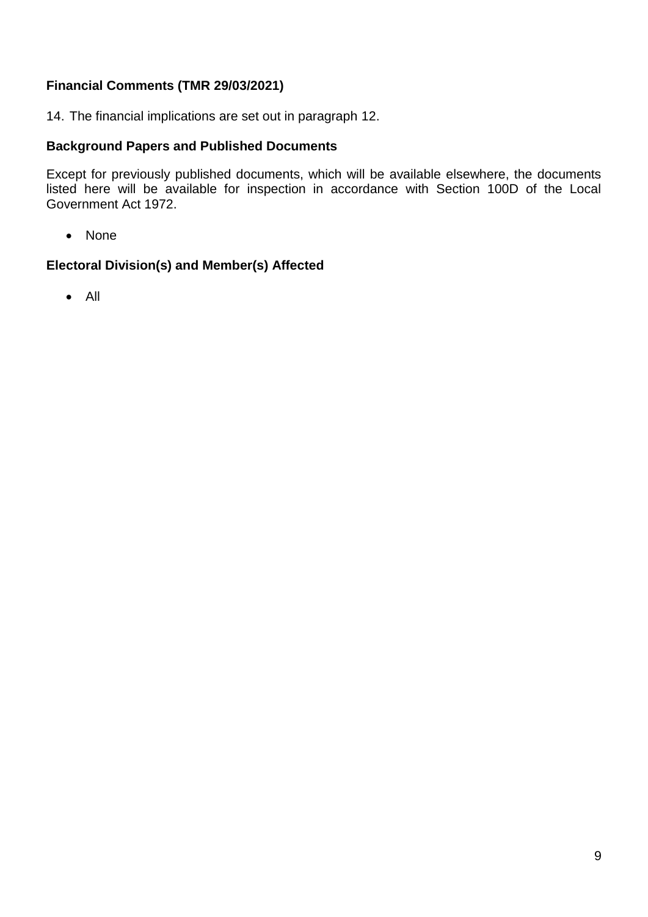### Financial Comments (TMR 29/03/2021)

14. The financial implications are set out in paragraph 12.

### Background Papers and Published Documents

Except for previously published documents, which will be available elsewhere, the documents listed here will be available for inspection in accordance with Section 100D of the Local Government Act 1972.

- None

### Electoral Division(s) and Member(s) Affected

- All